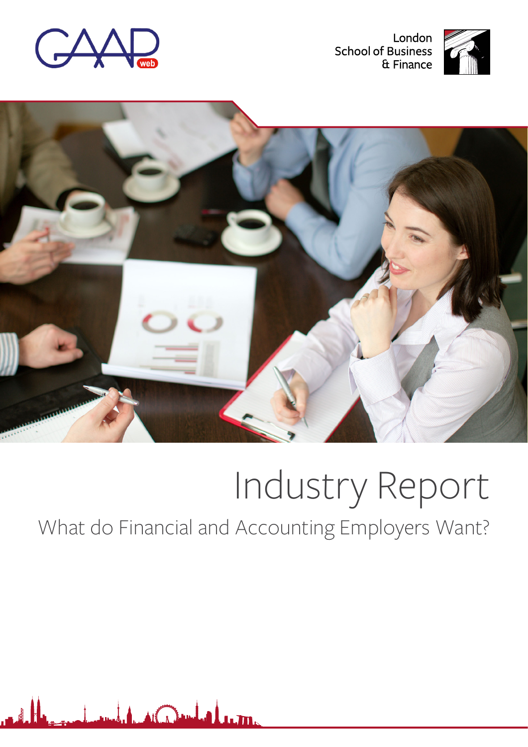GAAP web

London School of Business & Finance

# Industry Report

## What do Financial and Accounting Employers Want?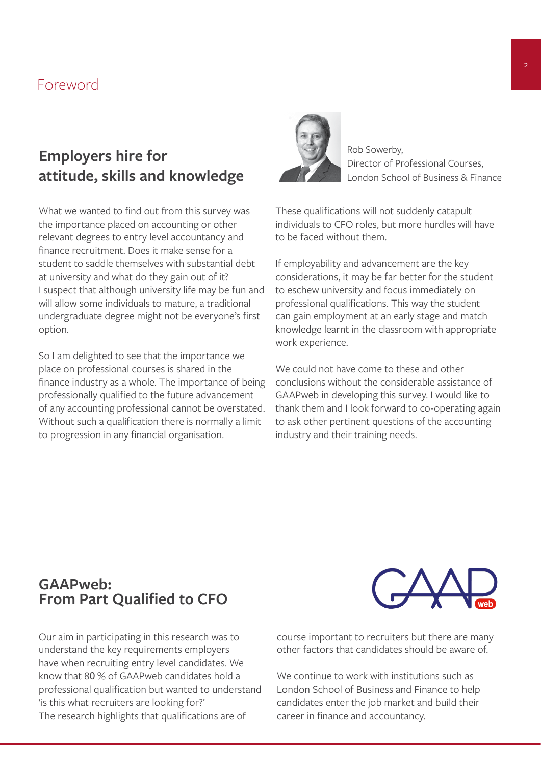# Foreword

## Employers hire for attitude, skills and knowledge

Rob Sowerby,
Director of Professional Courses,
London School of Business & Finance

What we wanted to find out from this survey was the importance placed on accounting or other relevant degrees to entry level accountancy and finance recruitment. Does it make sense for a student to saddle themselves with substantial debt at university and what do they gain out of it? I suspect that although university life may be fun and will allow some individuals to mature, a traditional undergraduate degree might not be everyone's first option.

So I am delighted to see that the importance we place on professional courses is shared in the finance industry as a whole. The importance of being professionally qualified to the future advancement of any accounting professional cannot be overstated. Without such a qualification there is normally a limit to progression in any financial organisation.

These qualifications will not suddenly catapult individuals to CFO roles, but more hurdles will have to be faced without them.

If employability and advancement are the key considerations, it may be far better for the student to eschew university and focus immediately on professional qualifications. This way the student can gain employment at an early stage and match knowledge learnt in the classroom with appropriate work experience.

We could not have come to these and other conclusions without the considerable assistance of GAAPweb in developing this survey. I would like to thank them and I look forward to co-operating again to ask other pertinent questions of the accounting industry and their training needs.

## GAAPweb: From Part Qualified to CFO

Our aim in participating in this research was to understand the key requirements employers have when recruiting entry level candidates. We know that 80 % of GAAPweb candidates hold a professional qualification but wanted to understand 'is this what recruiters are looking for?' The research highlights that qualifications are of course important to recruiters but there are many other factors that candidates should be aware of.

We continue to work with institutions such as London School of Business and Finance to help candidates enter the job market and build their career in finance and accountancy.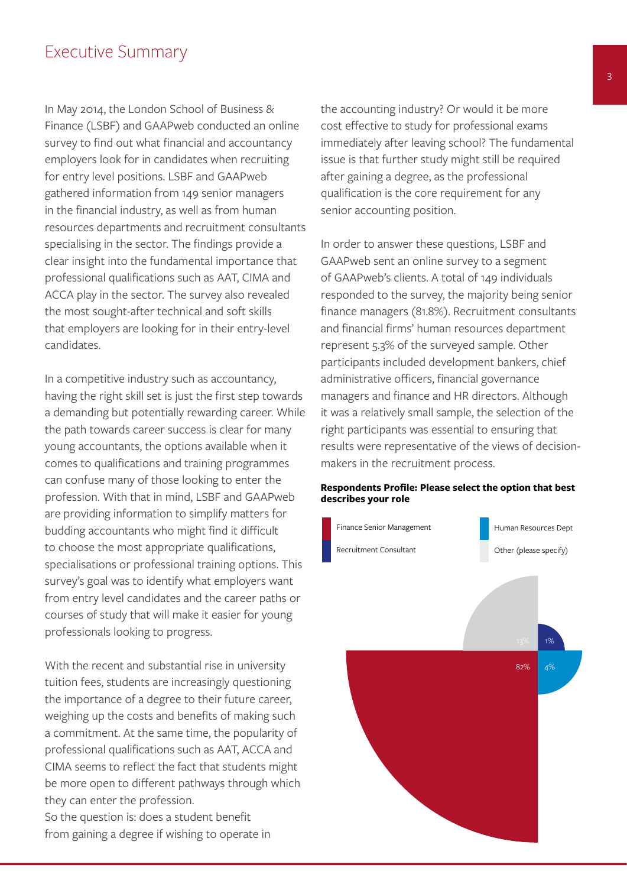# Executive Summary

In May 2014, the London School of Business & Finance (LSBF) and GAAPweb conducted an online survey to find out what financial and accountancy employers look for in candidates when recruiting for entry level positions. LSBF and GAAPweb gathered information from 149 senior managers in the financial industry, as well as from human resources departments and recruitment consultants specialising in the sector. The findings provide a clear insight into the fundamental importance that professional qualifications such as AAT, CIMA and ACCA play in the sector. The survey also revealed the most sought-after technical and soft skills that employers are looking for in their entry-level candidates.

In a competitive industry such as accountancy, having the right skill set is just the first step towards a demanding but potentially rewarding career. While the path towards career success is clear for many young accountants, the options available when it comes to qualifications and training programmes can confuse many of those looking to enter the profession. With that in mind, LSBF and GAAPweb are providing information to simplify matters for budding accountants who might find it difficult to choose the most appropriate qualifications, specialisations or professional training options. This survey's goal was to identify what employers want from entry level candidates and the career paths or courses of study that will make it easier for young professionals looking to progress.

With the recent and substantial rise in university tuition fees, students are increasingly questioning the importance of a degree to their future career, weighing up the costs and benefits of making such a commitment. At the same time, the popularity of professional qualifications such as AAT, ACCA and CIMA seems to reflect the fact that students might be more open to different pathways through which they can enter the profession.
So the question is: does a student benefit from gaining a degree if wishing to operate in the accounting industry? Or would it be more cost effective to study for professional exams immediately after leaving school? The fundamental issue is that further study might still be required after gaining a degree, as the professional qualification is the core requirement for any senior accounting position.

In order to answer these questions, LSBF and GAAPweb sent an online survey to a segment of GAAPweb's clients. A total of 149 individuals responded to the survey, the majority being senior finance managers (81.8%). Recruitment consultants and financial firms' human resources department represent 5.3% of the surveyed sample. Other participants included development bankers, chief administrative officers, financial governance managers and finance and HR directors. Although it was a relatively small sample, the selection of the right participants was essential to ensuring that results were representative of the views of decision-makers in the recruitment process.

**Respondents Profile: Please select the option that best describes your role**

| Role | Share |
|---|---|
| Finance Senior Management | 82% |
| Human Resources Dept | 4% |
| Recruitment Consultant | 1% |
| Other (please specify) | 13% |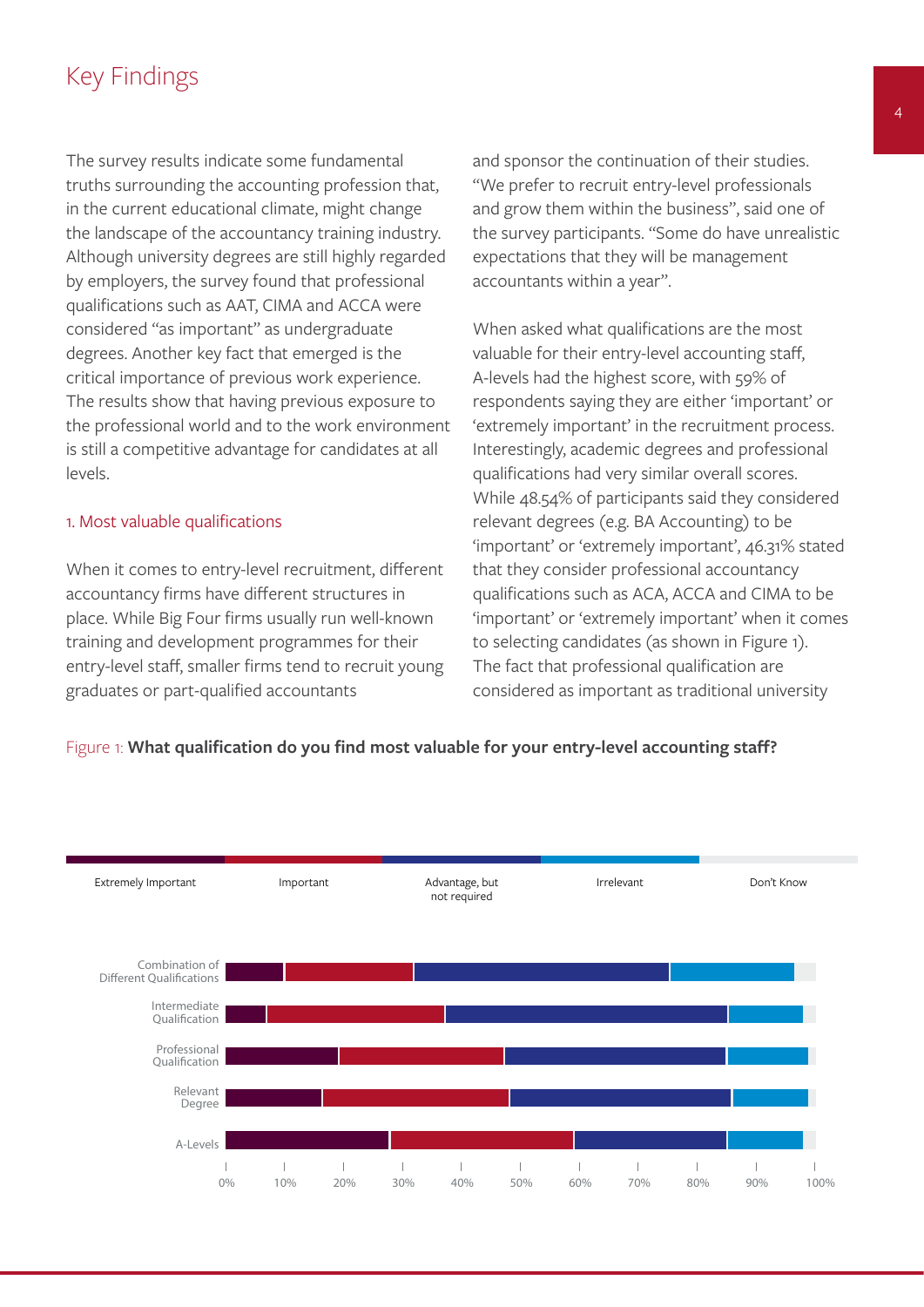## Key Findings

The survey results indicate some fundamental truths surrounding the accounting profession that, in the current educational climate, might change the landscape of the accountancy training industry. Although university degrees are still highly regarded by employers, the survey found that professional qualifications such as AAT, CIMA and ACCA were considered "as important" as undergraduate degrees. Another key fact that emerged is the critical importance of previous work experience. The results show that having previous exposure to the professional world and to the work environment is still a competitive advantage for candidates at all levels.

### 1. Most valuable qualifications

When it comes to entry-level recruitment, different accountancy firms have different structures in place. While Big Four firms usually run well-known training and development programmes for their entry-level staff, smaller firms tend to recruit young graduates or part-qualified accountants and sponsor the continuation of their studies. "We prefer to recruit entry-level professionals and grow them within the business", said one of the survey participants. "Some do have unrealistic expectations that they will be management accountants within a year".

When asked what qualifications are the most valuable for their entry-level accounting staff, A-levels had the highest score, with 59% of respondents saying they are either 'important' or 'extremely important' in the recruitment process. Interestingly, academic degrees and professional qualifications had very similar overall scores. While 48.54% of participants said they considered relevant degrees (e.g. BA Accounting) to be 'important' or 'extremely important', 46.31% stated that they consider professional accountancy qualifications such as ACA, ACCA and CIMA to be 'important' or 'extremely important' when it comes to selecting candidates (as shown in Figure 1). The fact that professional qualification are considered as important as traditional university

Figure 1: **What qualification do you find most valuable for your entry-level accounting staff?**

Legend: Extremely Important | Important | Advantage, but not required | Irrelevant | Don't Know

Categories: Combination of Different Qualifications; Intermediate Qualification; Professional Qualification; Relevant Degree; A-Levels

Axis: 0% 10% 20% 30% 40% 50% 60% 70% 80% 90% 100%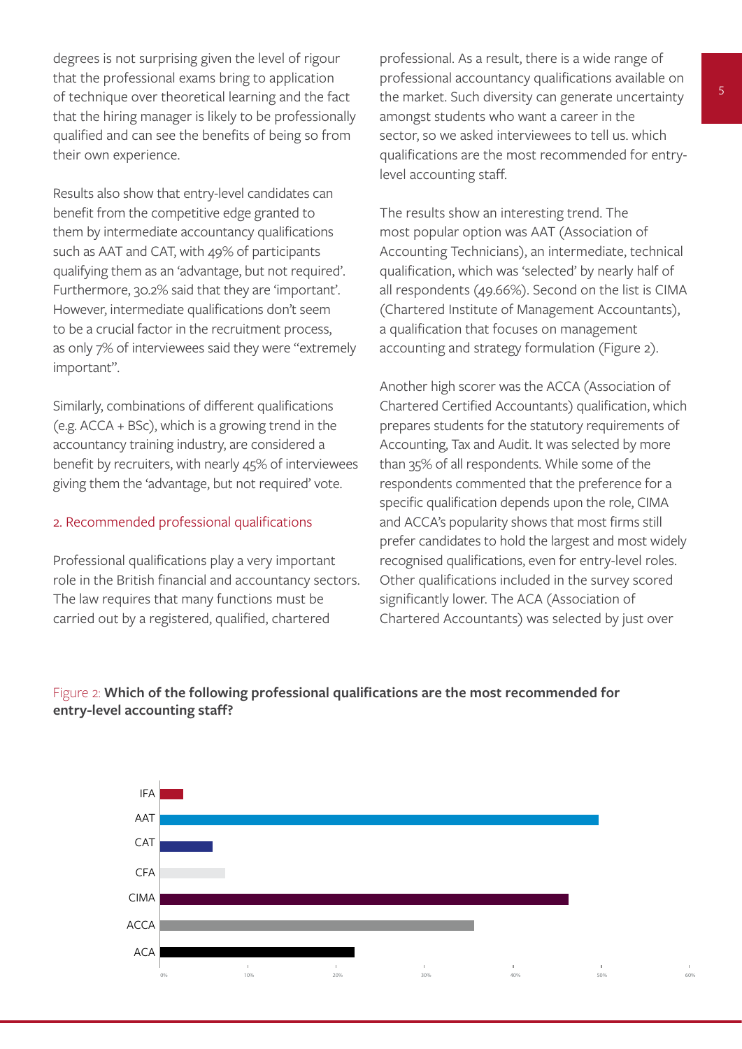degrees is not surprising given the level of rigour that the professional exams bring to application of technique over theoretical learning and the fact that the hiring manager is likely to be professionally qualified and can see the benefits of being so from their own experience.

Results also show that entry-level candidates can benefit from the competitive edge granted to them by intermediate accountancy qualifications such as AAT and CAT, with 49% of participants qualifying them as an 'advantage, but not required'. Furthermore, 30.2% said that they are 'important'. However, intermediate qualifications don't seem to be a crucial factor in the recruitment process, as only 7% of interviewees said they were "extremely important".

Similarly, combinations of different qualifications (e.g. ACCA + BSc), which is a growing trend in the accountancy training industry, are considered a benefit by recruiters, with nearly 45% of interviewees giving them the 'advantage, but not required' vote.

## 2. Recommended professional qualifications

Professional qualifications play a very important role in the British financial and accountancy sectors. The law requires that many functions must be carried out by a registered, qualified, chartered professional. As a result, there is a wide range of professional accountancy qualifications available on the market. Such diversity can generate uncertainty amongst students who want a career in the sector, so we asked interviewees to tell us. which qualifications are the most recommended for entry-level accounting staff.

The results show an interesting trend. The most popular option was AAT (Association of Accounting Technicians), an intermediate, technical qualification, which was 'selected' by nearly half of all respondents (49.66%). Second on the list is CIMA (Chartered Institute of Management Accountants), a qualification that focuses on management accounting and strategy formulation (Figure 2).

Another high scorer was the ACCA (Association of Chartered Certified Accountants) qualification, which prepares students for the statutory requirements of Accounting, Tax and Audit. It was selected by more than 35% of all respondents. While some of the respondents commented that the preference for a specific qualification depends upon the role, CIMA and ACCA's popularity shows that most firms still prefer candidates to hold the largest and most widely recognised qualifications, even for entry-level roles. Other qualifications included in the survey scored significantly lower. The ACA (Association of Chartered Accountants) was selected by just over

Figure 2: **Which of the following professional qualifications are the most recommended for entry-level accounting staff?**

| Qualification | Approx. % (read from chart) |
|---|---|
| IFA | ~3% |
| AAT | ~50% |
| CAT | ~6% |
| CFA | ~7% |
| CIMA | ~46% |
| ACCA | ~36% |
| ACA | ~22% |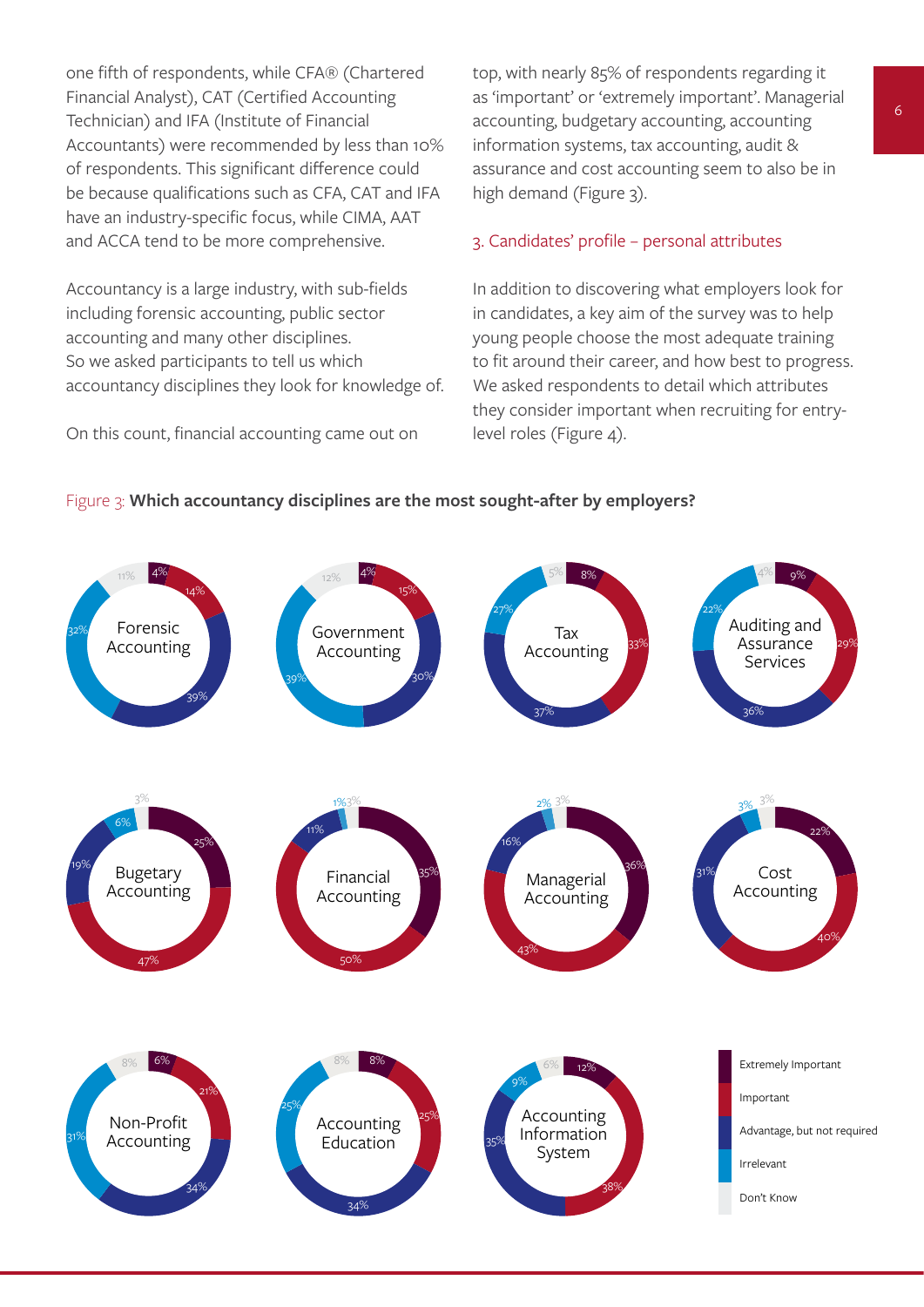one fifth of respondents, while CFA® (Chartered Financial Analyst), CAT (Certified Accounting Technician) and IFA (Institute of Financial Accountants) were recommended by less than 10% of respondents. This significant difference could be because qualifications such as CFA, CAT and IFA have an industry-specific focus, while CIMA, AAT and ACCA tend to be more comprehensive.

Accountancy is a large industry, with sub-fields including forensic accounting, public sector accounting and many other disciplines. So we asked participants to tell us which accountancy disciplines they look for knowledge of.

On this count, financial accounting came out on top, with nearly 85% of respondents regarding it as 'important' or 'extremely important'. Managerial accounting, budgetary accounting, accounting information systems, tax accounting, audit & assurance and cost accounting seem to also be in high demand (Figure 3).

## 3. Candidates' profile – personal attributes

In addition to discovering what employers look for in candidates, a key aim of the survey was to help young people choose the most adequate training to fit around their career, and how best to progress. We asked respondents to detail which attributes they consider important when recruiting for entry-level roles (Figure 4).

Figure 3: **Which accountancy disciplines are the most sought-after by employers?**

| Discipline | Extremely Important | Important | Advantage, but not required | Irrelevant | Don't Know |
|---|---|---|---|---|---|
| Forensic Accounting | 4% | 14% | 39% | 32% | 11% |
| Government Accounting | 4% | 15% | 30% | 39% | 12% |
| Tax Accounting | 8% | 33% | 37% | 27% | 5% |
| Auditing and Assurance Services | 9% | 29% | 36% | 22% | 4% |
| Bugetary Accounting | 25% | 47% | 19% | 6% | 3% |
| Financial Accounting | 35% | 50% | 11% | 1% | 3% |
| Managerial Accounting | 36% | 43% | 16% | 2% | 3% |
| Cost Accounting | 22% | 40% | 31% | 3% | 3% |
| Non-Profit Accounting | 6% | 21% | 34% | 31% | 8% |
| Accounting Education | 8% | 25% | 34% | 25% | 8% |
| Accounting Information System | 12% | 38% | 35% | 9% | 6% |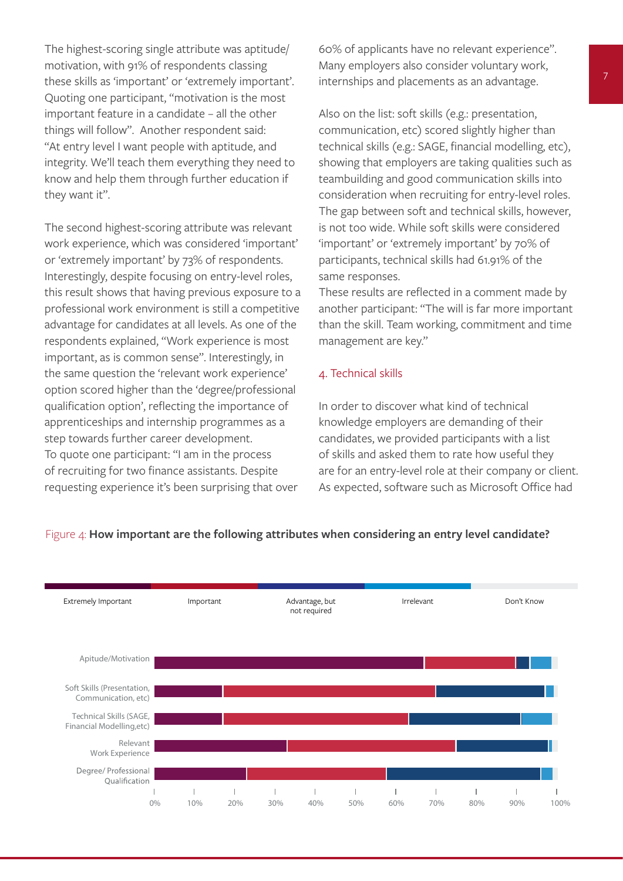The highest-scoring single attribute was aptitude/motivation, with 91% of respondents classing these skills as 'important' or 'extremely important'. Quoting one participant, "motivation is the most important feature in a candidate – all the other things will follow". Another respondent said: "At entry level I want people with aptitude, and integrity. We'll teach them everything they need to know and help them through further education if they want it".

The second highest-scoring attribute was relevant work experience, which was considered 'important' or 'extremely important' by 73% of respondents. Interestingly, despite focusing on entry-level roles, this result shows that having previous exposure to a professional work environment is still a competitive advantage for candidates at all levels. As one of the respondents explained, "Work experience is most important, as is common sense". Interestingly, in the same question the 'relevant work experience' option scored higher than the 'degree/professional qualification option', reflecting the importance of apprenticeships and internship programmes as a step towards further career development.
To quote one participant: "I am in the process of recruiting for two finance assistants. Despite requesting experience it's been surprising that over 60% of applicants have no relevant experience". Many employers also consider voluntary work, internships and placements as an advantage.

Also on the list: soft skills (e.g.: presentation, communication, etc) scored slightly higher than technical skills (e.g.: SAGE, financial modelling, etc), showing that employers are taking qualities such as teambuilding and good communication skills into consideration when recruiting for entry-level roles. The gap between soft and technical skills, however, is not too wide. While soft skills were considered 'important' or 'extremely important' by 70% of participants, technical skills had 61.91% of the same responses.
These results are reflected in a comment made by another participant: "The will is far more important than the skill. Team working, commitment and time management are key."

## 4. Technical skills

In order to discover what kind of technical knowledge employers are demanding of their candidates, we provided participants with a list of skills and asked them to rate how useful they are for an entry-level role at their company or client. As expected, software such as Microsoft Office had

Figure 4: **How important are the following attributes when considering an entry level candidate?**

Legend: Extremely Important, Important, Advantage, but not required, Irrelevant, Don't Know

Categories: Apitude/Motivation; Soft Skills (Presentation, Communication, etc); Technical Skills (SAGE, Financial Modelling,etc); Relevant Work Experience; Degree/ Professional Qualification

Axis: 0%, 10%, 20%, 30%, 40%, 50%, 60%, 70%, 80%, 90%, 100%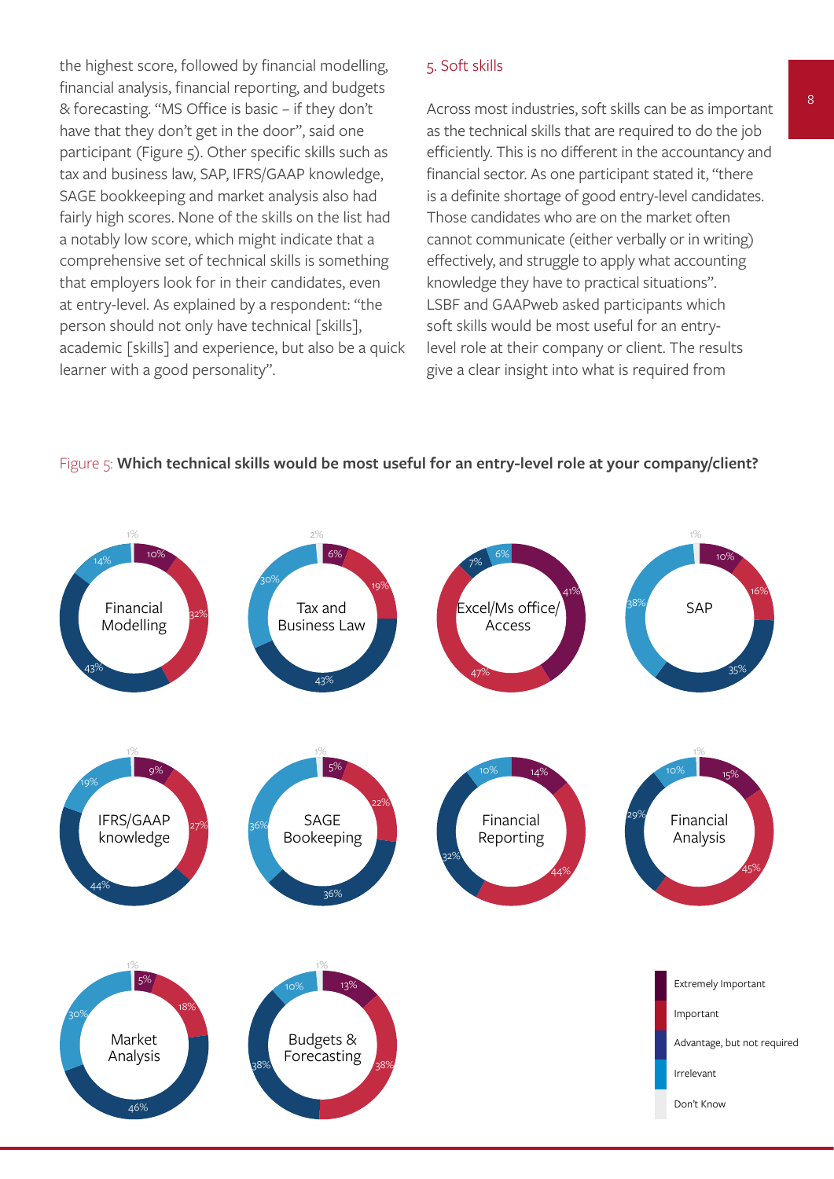the highest score, followed by financial modelling, financial analysis, financial reporting, and budgets & forecasting. "MS Office is basic – if they don't have that they don't get in the door", said one participant (Figure 5). Other specific skills such as tax and business law, SAP, IFRS/GAAP knowledge, SAGE bookkeeping and market analysis also had fairly high scores. None of the skills on the list had a notably low score, which might indicate that a comprehensive set of technical skills is something that employers look for in their candidates, even at entry-level. As explained by a respondent: "the person should not only have technical [skills], academic [skills] and experience, but also be a quick learner with a good personality".

## 5. Soft skills

Across most industries, soft skills can be as important as the technical skills that are required to do the job efficiently. This is no different in the accountancy and financial sector. As one participant stated it, "there is a definite shortage of good entry-level candidates. Those candidates who are on the market often cannot communicate (either verbally or in writing) effectively, and struggle to apply what accounting knowledge they have to practical situations". LSBF and GAAPweb asked participants which soft skills would be most useful for an entry-level role at their company or client. The results give a clear insight into what is required from

Figure 5: **Which technical skills would be most useful for an entry-level role at your company/client?**

| Skill | Extremely Important | Important | Advantage, but not required | Irrelevant | Don't Know |
|---|---|---|---|---|---|
| Financial Modelling | 10% | 32% | 43% | 14% | 1% |
| Tax and Business Law | 6% | 19% | 43% | 30% | 2% |
| Excel/Ms office/ Access | 41% | 47% | 7% | 6% | |
| SAP | 10% | 16% | 35% | 38% | 1% |
| IFRS/GAAP knowledge | 9% | 27% | 44% | 19% | 1% |
| SAGE Bookeeping | 5% | 22% | 36% | 36% | 1% |
| Financial Reporting | 14% | 44% | 32% | 10% | |
| Financial Analysis | 15% | 45% | 29% | 10% | 1% |
| Market Analysis | 5% | 18% | 46% | 30% | 1% |
| Budgets & Forecasting | 13% | 38% | 38% | 10% | 1% |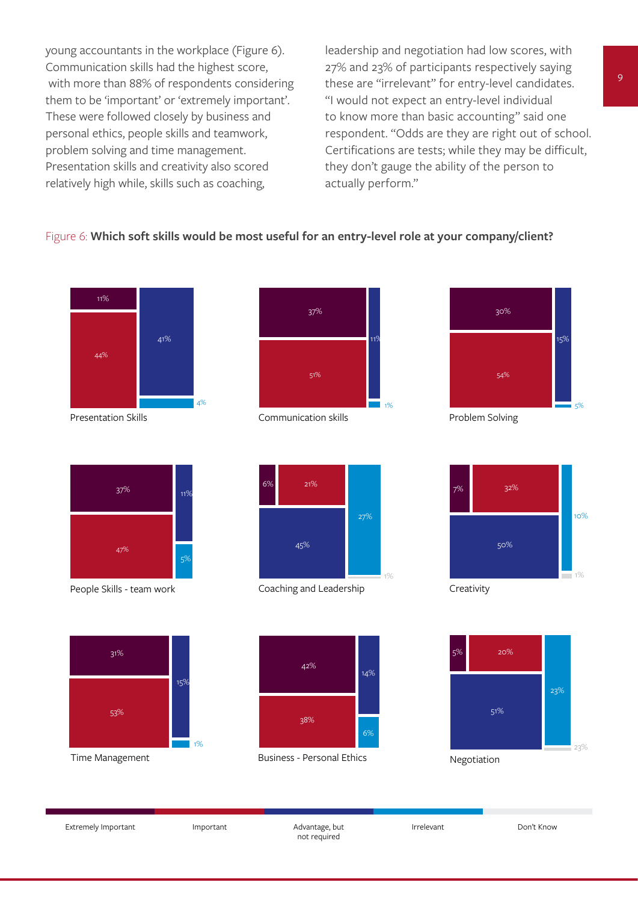young accountants in the workplace (Figure 6). Communication skills had the highest score, with more than 88% of respondents considering them to be 'important' or 'extremely important'. These were followed closely by business and personal ethics, people skills and teamwork, problem solving and time management. Presentation skills and creativity also scored relatively high while, skills such as coaching, leadership and negotiation had low scores, with 27% and 23% of participants respectively saying these are "irrelevant" for entry-level candidates. "I would not expect an entry-level individual to know more than basic accounting" said one respondent. "Odds are they are right out of school. Certifications are tests; while they may be difficult, they don't gauge the ability of the person to actually perform."

Figure 6: **Which soft skills would be most useful for an entry-level role at your company/client?**

| Skill | Extremely Important | Important | Advantage, but not required | Irrelevant | Don't Know |
|---|---|---|---|---|---|
| Presentation Skills | 11% | 44% | 41% | 4% | |
| Communication skills | 37% | 51% | 11% | 1% | |
| Problem Solving | 30% | 54% | 15% | 5% | |
| People Skills - team work | 37% | 47% | 11% | 5% | |
| Coaching and Leadership | 6% | 21% | 45% | 27% | 1% |
| Creativity | 7% | 32% | 50% | 10% | 1% |
| Time Management | 31% | 53% | 15% | 1% | |
| Business - Personal Ethics | 42% | 38% | 14% | 6% | |
| Negotiation | 5% | 20% | 51% | 23% | 23% |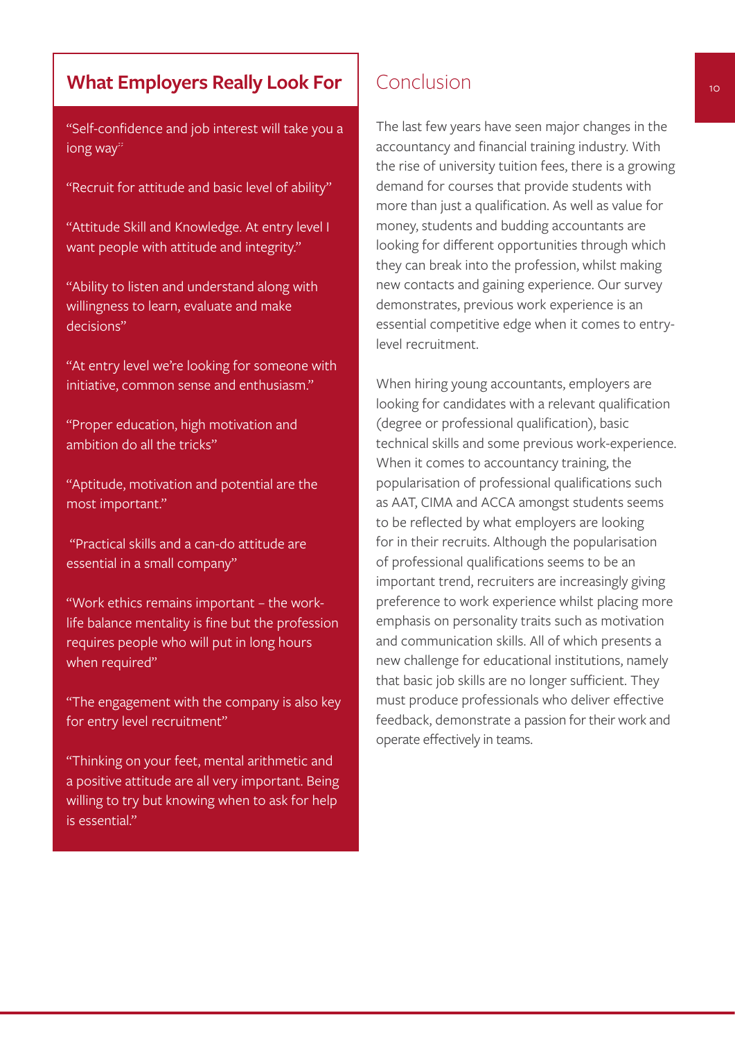## What Employers Really Look For

"Self-confidence and job interest will take you a long way"

"Recruit for attitude and basic level of ability"

"Attitude Skill and Knowledge. At entry level I want people with attitude and integrity."

"Ability to listen and understand along with willingness to learn, evaluate and make decisions"

"At entry level we're looking for someone with initiative, common sense and enthusiasm."

"Proper education, high motivation and ambition do all the tricks"

"Aptitude, motivation and potential are the most important."

"Practical skills and a can-do attitude are essential in a small company"

"Work ethics remains important – the work-life balance mentality is fine but the profession requires people who will put in long hours when required"

"The engagement with the company is also key for entry level recruitment"

"Thinking on your feet, mental arithmetic and a positive attitude are all very important. Being willing to try but knowing when to ask for help is essential."

## Conclusion

The last few years have seen major changes in the accountancy and financial training industry. With the rise of university tuition fees, there is a growing demand for courses that provide students with more than just a qualification. As well as value for money, students and budding accountants are looking for different opportunities through which they can break into the profession, whilst making new contacts and gaining experience. Our survey demonstrates, previous work experience is an essential competitive edge when it comes to entry-level recruitment.

When hiring young accountants, employers are looking for candidates with a relevant qualification (degree or professional qualification), basic technical skills and some previous work-experience. When it comes to accountancy training, the popularisation of professional qualifications such as AAT, CIMA and ACCA amongst students seems to be reflected by what employers are looking for in their recruits. Although the popularisation of professional qualifications seems to be an important trend, recruiters are increasingly giving preference to work experience whilst placing more emphasis on personality traits such as motivation and communication skills. All of which presents a new challenge for educational institutions, namely that basic job skills are no longer sufficient. They must produce professionals who deliver effective feedback, demonstrate a passion for their work and operate effectively in teams.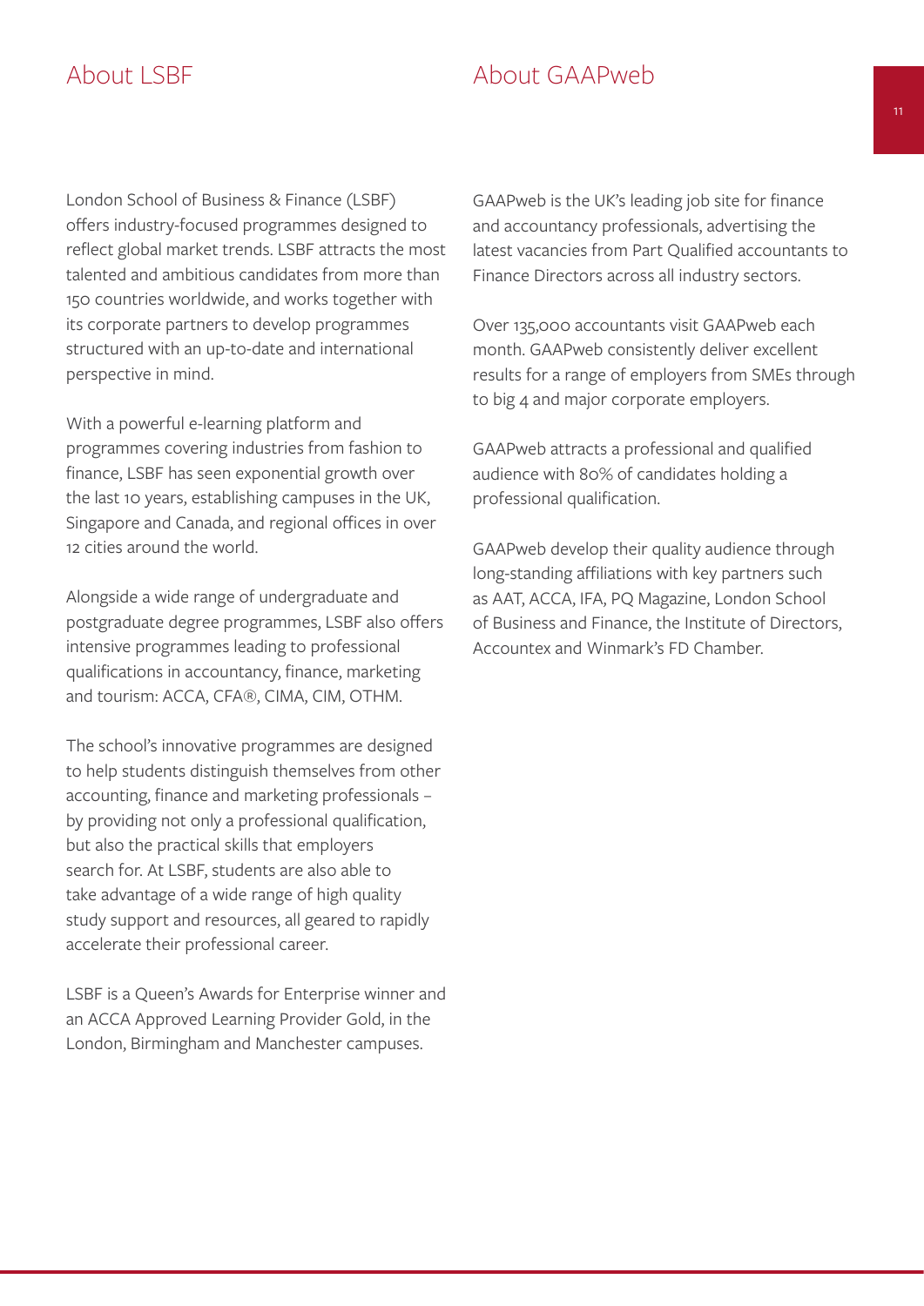## About LSBF

London School of Business & Finance (LSBF) offers industry-focused programmes designed to reflect global market trends. LSBF attracts the most talented and ambitious candidates from more than 150 countries worldwide, and works together with its corporate partners to develop programmes structured with an up-to-date and international perspective in mind.

With a powerful e-learning platform and programmes covering industries from fashion to finance, LSBF has seen exponential growth over the last 10 years, establishing campuses in the UK, Singapore and Canada, and regional offices in over 12 cities around the world.

Alongside a wide range of undergraduate and postgraduate degree programmes, LSBF also offers intensive programmes leading to professional qualifications in accountancy, finance, marketing and tourism: ACCA, CFA®, CIMA, CIM, OTHM.

The school's innovative programmes are designed to help students distinguish themselves from other accounting, finance and marketing professionals – by providing not only a professional qualification, but also the practical skills that employers search for. At LSBF, students are also able to take advantage of a wide range of high quality study support and resources, all geared to rapidly accelerate their professional career.

LSBF is a Queen's Awards for Enterprise winner and an ACCA Approved Learning Provider Gold, in the London, Birmingham and Manchester campuses.

## About GAAPweb

GAAPweb is the UK's leading job site for finance and accountancy professionals, advertising the latest vacancies from Part Qualified accountants to Finance Directors across all industry sectors.

Over 135,000 accountants visit GAAPweb each month. GAAPweb consistently deliver excellent results for a range of employers from SMEs through to big 4 and major corporate employers.

GAAPweb attracts a professional and qualified audience with 80% of candidates holding a professional qualification.

GAAPweb develop their quality audience through long-standing affiliations with key partners such as AAT, ACCA, IFA, PQ Magazine, London School of Business and Finance, the Institute of Directors, Accountex and Winmark's FD Chamber.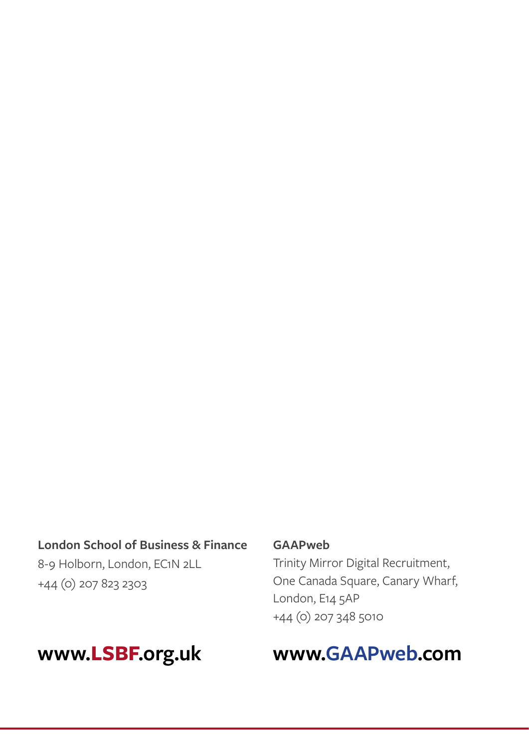**London School of Business & Finance**

8-9 Holborn, London, EC1N 2LL
+44 (0) 207 823 2303

**www.LSBF.org.uk**

**GAAPweb**

Trinity Mirror Digital Recruitment,
One Canada Square, Canary Wharf,
London, E14 5AP
+44 (0) 207 348 5010

**www.GAAPweb.com**